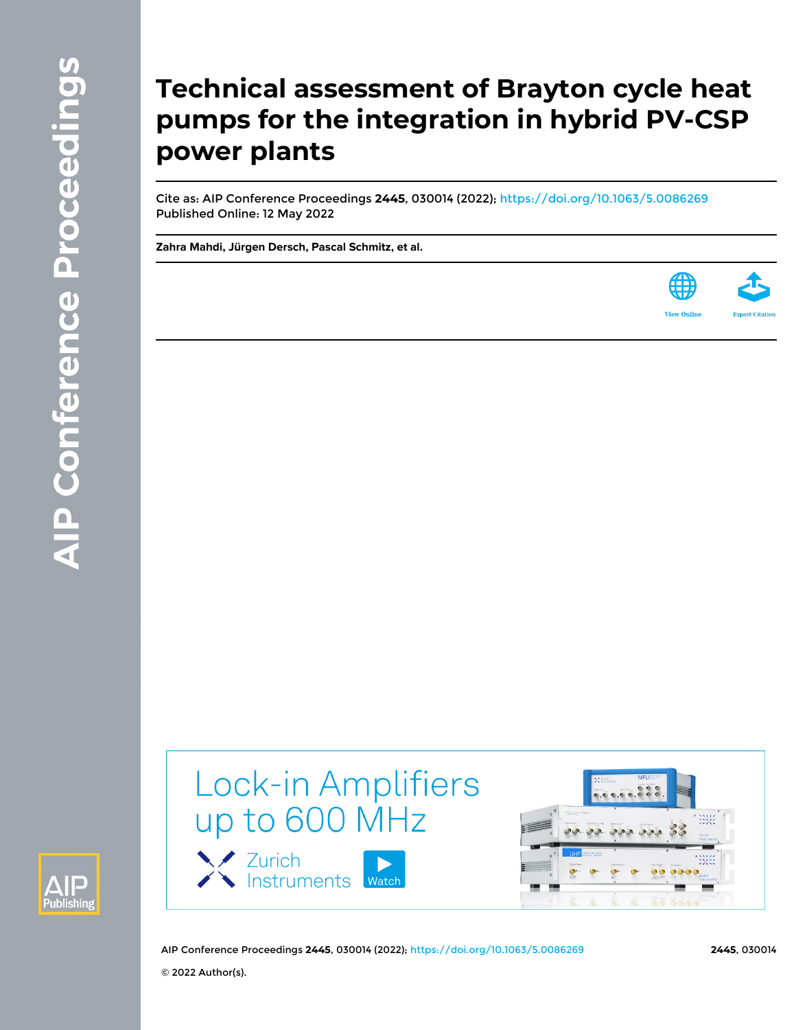# Technical assessment of Brayton cycle heat pumps for the integration in hybrid PV-CSP power plants

Cite as: AIP Conference Proceedings **2445**, 030014 (2022); https://doi.org/10.1063/5.0086269
Published Online: 12 May 2022

**Zahra Mahdi, Jürgen Dersch, Pascal Schmitz, et al.**

© 2022 Author(s).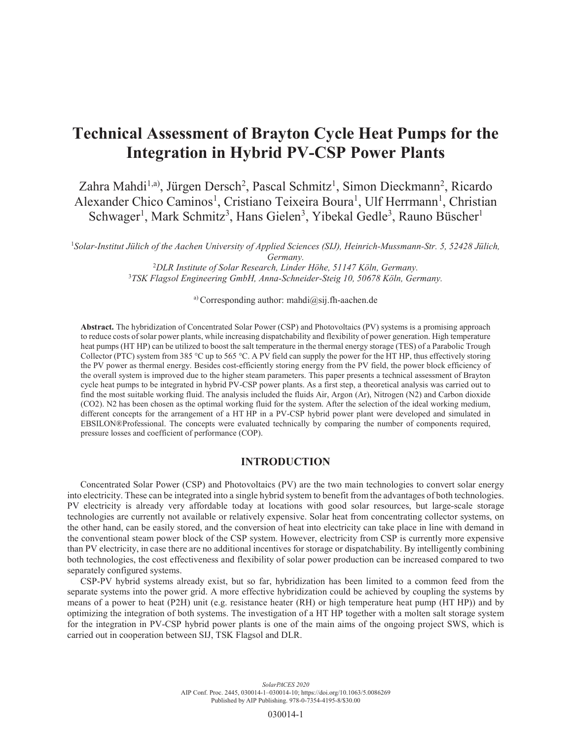# Technical Assessment of Brayton Cycle Heat Pumps for the Integration in Hybrid PV-CSP Power Plants

Zahra Mahdi[1,a)], Jürgen Dersch[2], Pascal Schmitz[1], Simon Dieckmann[2], Ricardo Alexander Chico Caminos[1], Cristiano Teixeira Boura[1], Ulf Herrmann[1], Christian Schwager[1], Mark Schmitz[3], Hans Gielen[3], Yibekal Gedle[3], Rauno Büscher[1]

[1]*Solar-Institut Jülich of the Aachen University of Applied Sciences (SIJ), Heinrich-Mussmann-Str. 5, 52428 Jülich, Germany.*
[2]*DLR Institute of Solar Research, Linder Höhe, 51147 Köln, Germany.*
[3]*TSK Flagsol Engineering GmbH, Anna-Schneider-Steig 10, 50678 Köln, Germany.*

[a)] Corresponding author: mahdi@sij.fh-aachen.de

**Abstract.** The hybridization of Concentrated Solar Power (CSP) and Photovoltaics (PV) systems is a promising approach to reduce costs of solar power plants, while increasing dispatchability and flexibility of power generation. High temperature heat pumps (HT HP) can be utilized to boost the salt temperature in the thermal energy storage (TES) of a Parabolic Trough Collector (PTC) system from 385 °C up to 565 °C. A PV field can supply the power for the HT HP, thus effectively storing the PV power as thermal energy. Besides cost-efficiently storing energy from the PV field, the power block efficiency of the overall system is improved due to the higher steam parameters. This paper presents a technical assessment of Brayton cycle heat pumps to be integrated in hybrid PV-CSP power plants. As a first step, a theoretical analysis was carried out to find the most suitable working fluid. The analysis included the fluids Air, Argon (Ar), Nitrogen ($N_2$) and Carbon dioxide ($CO_2$). $N_2$ has been chosen as the optimal working fluid for the system. After the selection of the ideal working medium, different concepts for the arrangement of a HT HP in a PV-CSP hybrid power plant were developed and simulated in EBSILON®Professional. The concepts were evaluated technically by comparing the number of components required, pressure losses and coefficient of performance (COP).

## INTRODUCTION

Concentrated Solar Power (CSP) and Photovoltaics (PV) are the two main technologies to convert solar energy into electricity. These can be integrated into a single hybrid system to benefit from the advantages of both technologies. PV electricity is already very affordable today at locations with good solar resources, but large-scale storage technologies are currently not available or relatively expensive. Solar heat from concentrating collector systems, on the other hand, can be easily stored, and the conversion of heat into electricity can take place in line with demand in the conventional steam power block of the CSP system. However, electricity from CSP is currently more expensive than PV electricity, in case there are no additional incentives for storage or dispatchability. By intelligently combining both technologies, the cost effectiveness and flexibility of solar power production can be increased compared to two separately configured systems.

CSP-PV hybrid systems already exist, but so far, hybridization has been limited to a common feed from the separate systems into the power grid. A more effective hybridization could be achieved by coupling the systems by means of a power to heat (P2H) unit (e.g. resistance heater (RH) or high temperature heat pump (HT HP)) and by optimizing the integration of both systems. The investigation of a HT HP together with a molten salt storage system for the integration in PV-CSP hybrid power plants is one of the main aims of the ongoing project SWS, which is carried out in cooperation between SIJ, TSK Flagsol and DLR.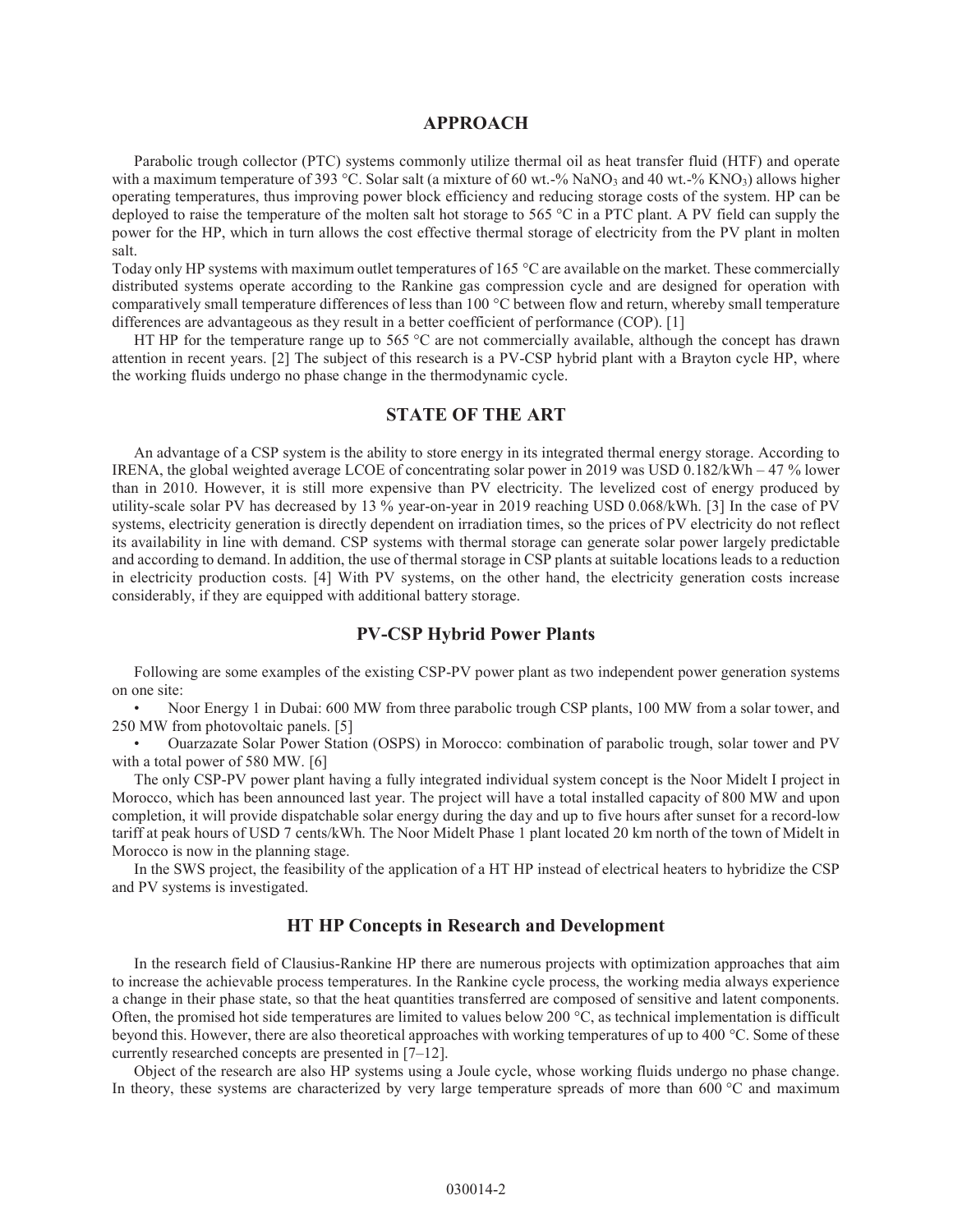## APPROACH

Parabolic trough collector (PTC) systems commonly utilize thermal oil as heat transfer fluid (HTF) and operate with a maximum temperature of 393 °C. Solar salt (a mixture of 60 wt.-% $NaNO_3$ and 40 wt.-% $KNO_3$) allows higher operating temperatures, thus improving power block efficiency and reducing storage costs of the system. HP can be deployed to raise the temperature of the molten salt hot storage to 565 °C in a PTC plant. A PV field can supply the power for the HP, which in turn allows the cost effective thermal storage of electricity from the PV plant in molten salt.

Today only HP systems with maximum outlet temperatures of 165 °C are available on the market. These commercially distributed systems operate according to the Rankine gas compression cycle and are designed for operation with comparatively small temperature differences of less than 100 °C between flow and return, whereby small temperature differences are advantageous as they result in a better coefficient of performance (COP). [1]

HT HP for the temperature range up to 565 °C are not commercially available, although the concept has drawn attention in recent years. [2] The subject of this research is a PV-CSP hybrid plant with a Brayton cycle HP, where the working fluids undergo no phase change in the thermodynamic cycle.

## STATE OF THE ART

An advantage of a CSP system is the ability to store energy in its integrated thermal energy storage. According to IRENA, the global weighted average LCOE of concentrating solar power in 2019 was USD 0.182/kWh – 47 % lower than in 2010. However, it is still more expensive than PV electricity. The levelized cost of energy produced by utility-scale solar PV has decreased by 13 % year-on-year in 2019 reaching USD 0.068/kWh. [3] In the case of PV systems, electricity generation is directly dependent on irradiation times, so the prices of PV electricity do not reflect its availability in line with demand. CSP systems with thermal storage can generate solar power largely predictable and according to demand. In addition, the use of thermal storage in CSP plants at suitable locations leads to a reduction in electricity production costs. [4] With PV systems, on the other hand, the electricity generation costs increase considerably, if they are equipped with additional battery storage.

### PV-CSP Hybrid Power Plants

Following are some examples of the existing CSP-PV power plant as two independent power generation systems on one site:

- Noor Energy 1 in Dubai: 600 MW from three parabolic trough CSP plants, 100 MW from a solar tower, and 250 MW from photovoltaic panels. [5]
- Ouarzazate Solar Power Station (OSPS) in Morocco: combination of parabolic trough, solar tower and PV with a total power of 580 MW. [6]

The only CSP-PV power plant having a fully integrated individual system concept is the Noor Midelt I project in Morocco, which has been announced last year. The project will have a total installed capacity of 800 MW and upon completion, it will provide dispatchable solar energy during the day and up to five hours after sunset for a record-low tariff at peak hours of USD 7 cents/kWh. The Noor Midelt Phase 1 plant located 20 km north of the town of Midelt in Morocco is now in the planning stage.

In the SWS project, the feasibility of the application of a HT HP instead of electrical heaters to hybridize the CSP and PV systems is investigated.

### HT HP Concepts in Research and Development

In the research field of Clausius-Rankine HP there are numerous projects with optimization approaches that aim to increase the achievable process temperatures. In the Rankine cycle process, the working media always experience a change in their phase state, so that the heat quantities transferred are composed of sensitive and latent components. Often, the promised hot side temperatures are limited to values below 200 °C, as technical implementation is difficult beyond this. However, there are also theoretical approaches with working temperatures of up to 400 °C. Some of these currently researched concepts are presented in [7–12].

Object of the research are also HP systems using a Joule cycle, whose working fluids undergo no phase change. In theory, these systems are characterized by very large temperature spreads of more than 600 °C and maximum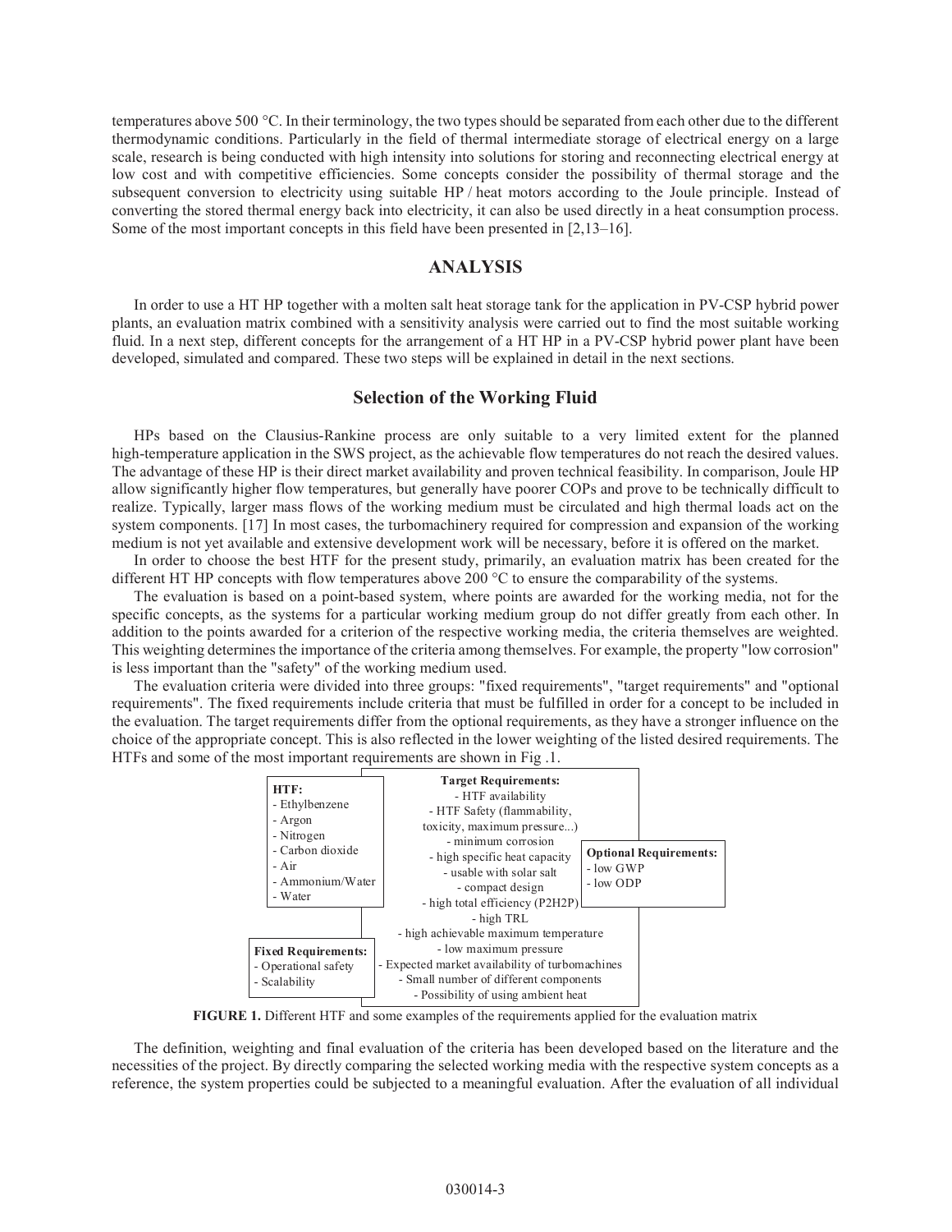temperatures above 500 °C. In their terminology, the two types should be separated from each other due to the different thermodynamic conditions. Particularly in the field of thermal intermediate storage of electrical energy on a large scale, research is being conducted with high intensity into solutions for storing and reconnecting electrical energy at low cost and with competitive efficiencies. Some concepts consider the possibility of thermal storage and the subsequent conversion to electricity using suitable HP / heat motors according to the Joule principle. Instead of converting the stored thermal energy back into electricity, it can also be used directly in a heat consumption process. Some of the most important concepts in this field have been presented in [2,13–16].

## ANALYSIS

In order to use a HT HP together with a molten salt heat storage tank for the application in PV-CSP hybrid power plants, an evaluation matrix combined with a sensitivity analysis were carried out to find the most suitable working fluid. In a next step, different concepts for the arrangement of a HT HP in a PV-CSP hybrid power plant have been developed, simulated and compared. These two steps will be explained in detail in the next sections.

### Selection of the Working Fluid

HPs based on the Clausius-Rankine process are only suitable to a very limited extent for the planned high-temperature application in the SWS project, as the achievable flow temperatures do not reach the desired values. The advantage of these HP is their direct market availability and proven technical feasibility. In comparison, Joule HP allow significantly higher flow temperatures, but generally have poorer COPs and prove to be technically difficult to realize. Typically, larger mass flows of the working medium must be circulated and high thermal loads act on the system components. [17] In most cases, the turbomachinery required for compression and expansion of the working medium is not yet available and extensive development work will be necessary, before it is offered on the market.

In order to choose the best HTF for the present study, primarily, an evaluation matrix has been created for the different HT HP concepts with flow temperatures above 200 °C to ensure the comparability of the systems.

The evaluation is based on a point-based system, where points are awarded for the working media, not for the specific concepts, as the systems for a particular working medium group do not differ greatly from each other. In addition to the points awarded for a criterion of the respective working media, the criteria themselves are weighted. This weighting determines the importance of the criteria among themselves. For example, the property "low corrosion" is less important than the "safety" of the working medium used.

The evaluation criteria were divided into three groups: "fixed requirements", "target requirements" and "optional requirements". The fixed requirements include criteria that must be fulfilled in order for a concept to be included in the evaluation. The target requirements differ from the optional requirements, as they have a stronger influence on the choice of the appropriate concept. This is also reflected in the lower weighting of the listed desired requirements. The HTFs and some of the most important requirements are shown in Fig .1.

**HTF:**
- Ethylbenzene
- Argon
- Nitrogen
- Carbon dioxide
- Air
- Ammonium/Water
- Water

**Target Requirements:**
- HTF availability
- HTF Safety (flammability, toxicity, maximum pressure...)
- minimum corrosion
- high specific heat capacity
- usable with solar salt
- compact design
- high total efficiency (P2H2P)
- high TRL
- high achievable maximum temperature
- low maximum pressure
- Expected market availability of turbomachines
- Small number of different components
- Possibility of using ambient heat

**Optional Requirements:**
- low GWP
- low ODP

**Fixed Requirements:**
- Operational safety
- Scalability

**FIGURE 1.** Different HTF and some examples of the requirements applied for the evaluation matrix

The definition, weighting and final evaluation of the criteria has been developed based on the literature and the necessities of the project. By directly comparing the selected working media with the respective system concepts as a reference, the system properties could be subjected to a meaningful evaluation. After the evaluation of all individual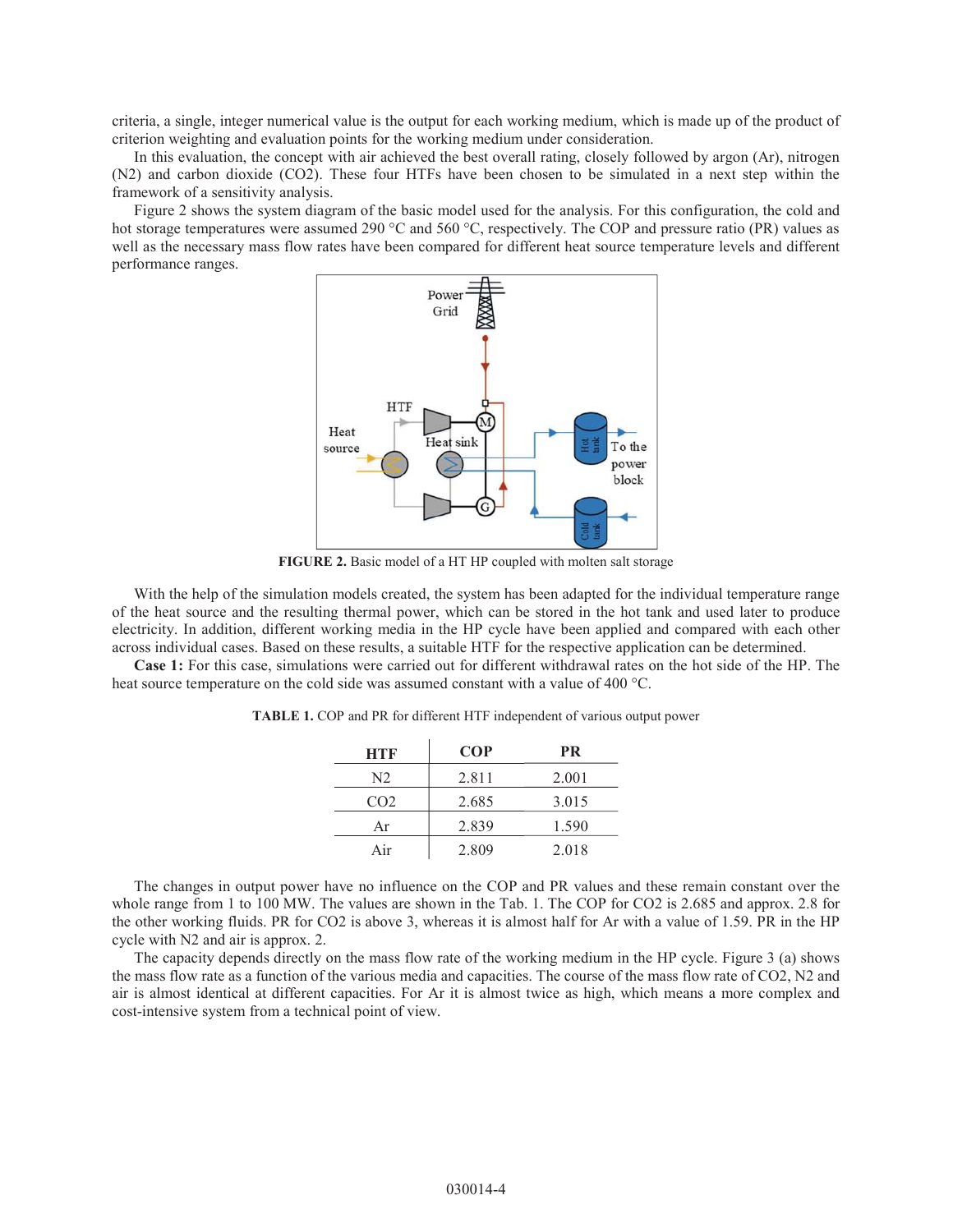criteria, a single, integer numerical value is the output for each working medium, which is made up of the product of criterion weighting and evaluation points for the working medium under consideration.

In this evaluation, the concept with air achieved the best overall rating, closely followed by argon (Ar), nitrogen ($N_2$) and carbon dioxide ($CO_2$). These four HTFs have been chosen to be simulated in a next step within the framework of a sensitivity analysis.

Figure 2 shows the system diagram of the basic model used for the analysis. For this configuration, the cold and hot storage temperatures were assumed 290 °C and 560 °C, respectively. The COP and pressure ratio (PR) values as well as the necessary mass flow rates have been compared for different heat source temperature levels and different performance ranges.

**FIGURE 2.** Basic model of a HT HP coupled with molten salt storage

With the help of the simulation models created, the system has been adapted for the individual temperature range of the heat source and the resulting thermal power, which can be stored in the hot tank and used later to produce electricity. In addition, different working media in the HP cycle have been applied and compared with each other across individual cases. Based on these results, a suitable HTF for the respective application can be determined.

**Case 1:** For this case, simulations were carried out for different withdrawal rates on the hot side of the HP. The heat source temperature on the cold side was assumed constant with a value of 400 °C.

**TABLE 1.** COP and PR for different HTF independent of various output power

| HTF | COP | PR |
|---|---|---|
| $N_2$ | 2.811 | 2.001 |
| $CO_2$ | 2.685 | 3.015 |
| Ar | 2.839 | 1.590 |
| Air | 2.809 | 2.018 |

The changes in output power have no influence on the COP and PR values and these remain constant over the whole range from 1 to 100 MW. The values are shown in the Tab. 1. The COP for $CO_2$ is 2.685 and approx. 2.8 for the other working fluids. PR for $CO_2$ is above 3, whereas it is almost half for Ar with a value of 1.59. PR in the HP cycle with $N_2$ and air is approx. 2.

The capacity depends directly on the mass flow rate of the working medium in the HP cycle. Figure 3 (a) shows the mass flow rate as a function of the various media and capacities. The course of the mass flow rate of $CO_2$, $N_2$ and air is almost identical at different capacities. For Ar it is almost twice as high, which means a more complex and cost-intensive system from a technical point of view.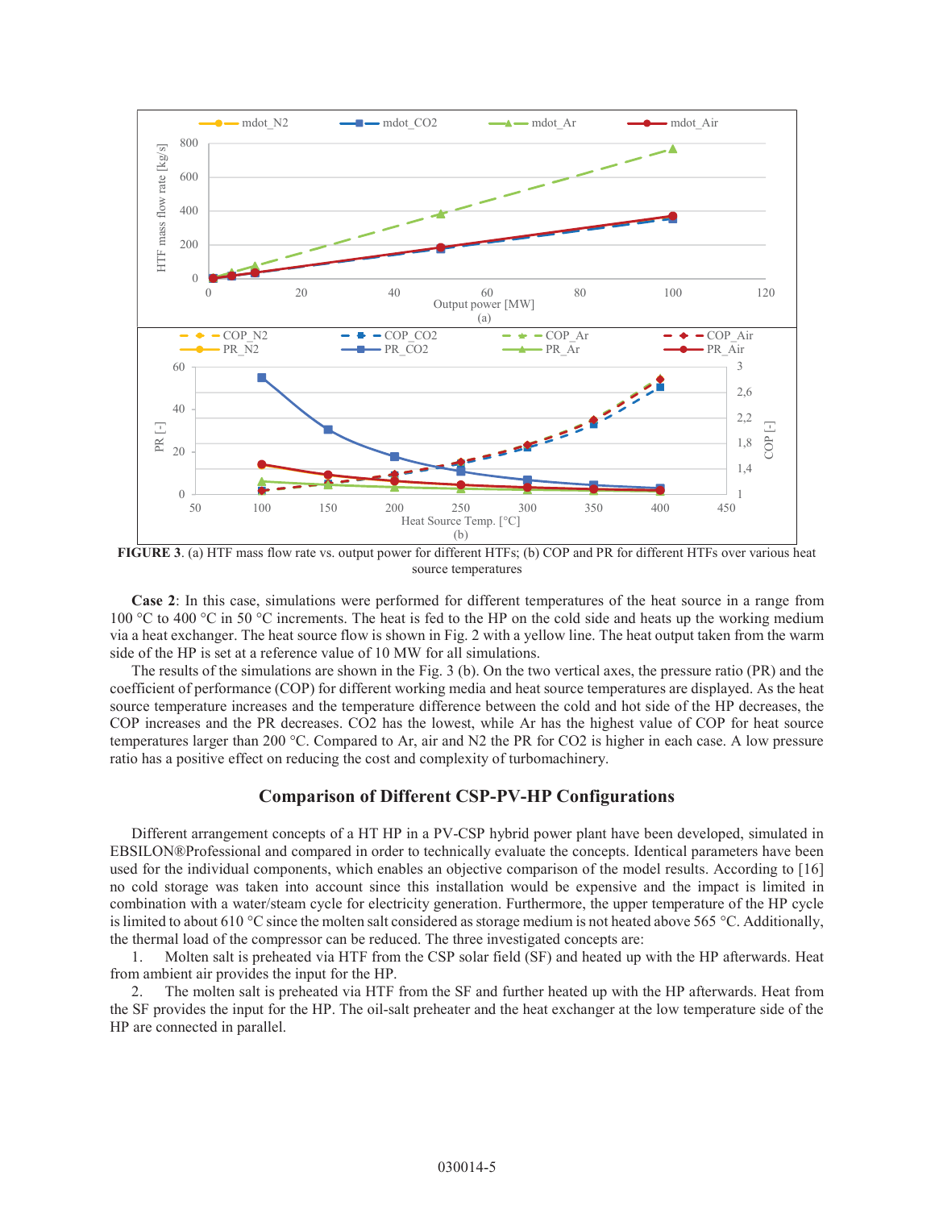**FIGURE 3**. (a) HTF mass flow rate vs. output power for different HTFs; (b) COP and PR for different HTFs over various heat source temperatures

**Case 2**: In this case, simulations were performed for different temperatures of the heat source in a range from 100 °C to 400 °C in 50 °C increments. The heat is fed to the HP on the cold side and heats up the working medium via a heat exchanger. The heat source flow is shown in Fig. 2 with a yellow line. The heat output taken from the warm side of the HP is set at a reference value of 10 MW for all simulations.

The results of the simulations are shown in the Fig. 3 (b). On the two vertical axes, the pressure ratio (PR) and the coefficient of performance (COP) for different working media and heat source temperatures are displayed. As the heat source temperature increases and the temperature difference between the cold and hot side of the HP decreases, the COP increases and the PR decreases. $CO_2$ has the lowest, while Ar has the highest value of COP for heat source temperatures larger than 200 °C. Compared to Ar, air and $N_2$ the PR for $CO_2$ is higher in each case. A low pressure ratio has a positive effect on reducing the cost and complexity of turbomachinery.

## Comparison of Different CSP-PV-HP Configurations

Different arrangement concepts of a HT HP in a PV-CSP hybrid power plant have been developed, simulated in EBSILON®Professional and compared in order to technically evaluate the concepts. Identical parameters have been used for the individual components, which enables an objective comparison of the model results. According to [16] no cold storage was taken into account since this installation would be expensive and the impact is limited in combination with a water/steam cycle for electricity generation. Furthermore, the upper temperature of the HP cycle is limited to about 610 °C since the molten salt considered as storage medium is not heated above 565 °C. Additionally, the thermal load of the compressor can be reduced. The three investigated concepts are:

1. Molten salt is preheated via HTF from the CSP solar field (SF) and heated up with the HP afterwards. Heat from ambient air provides the input for the HP.
2. The molten salt is preheated via HTF from the SF and further heated up with the HP afterwards. Heat from the SF provides the input for the HP. The oil-salt preheater and the heat exchanger at the low temperature side of the HP are connected in parallel.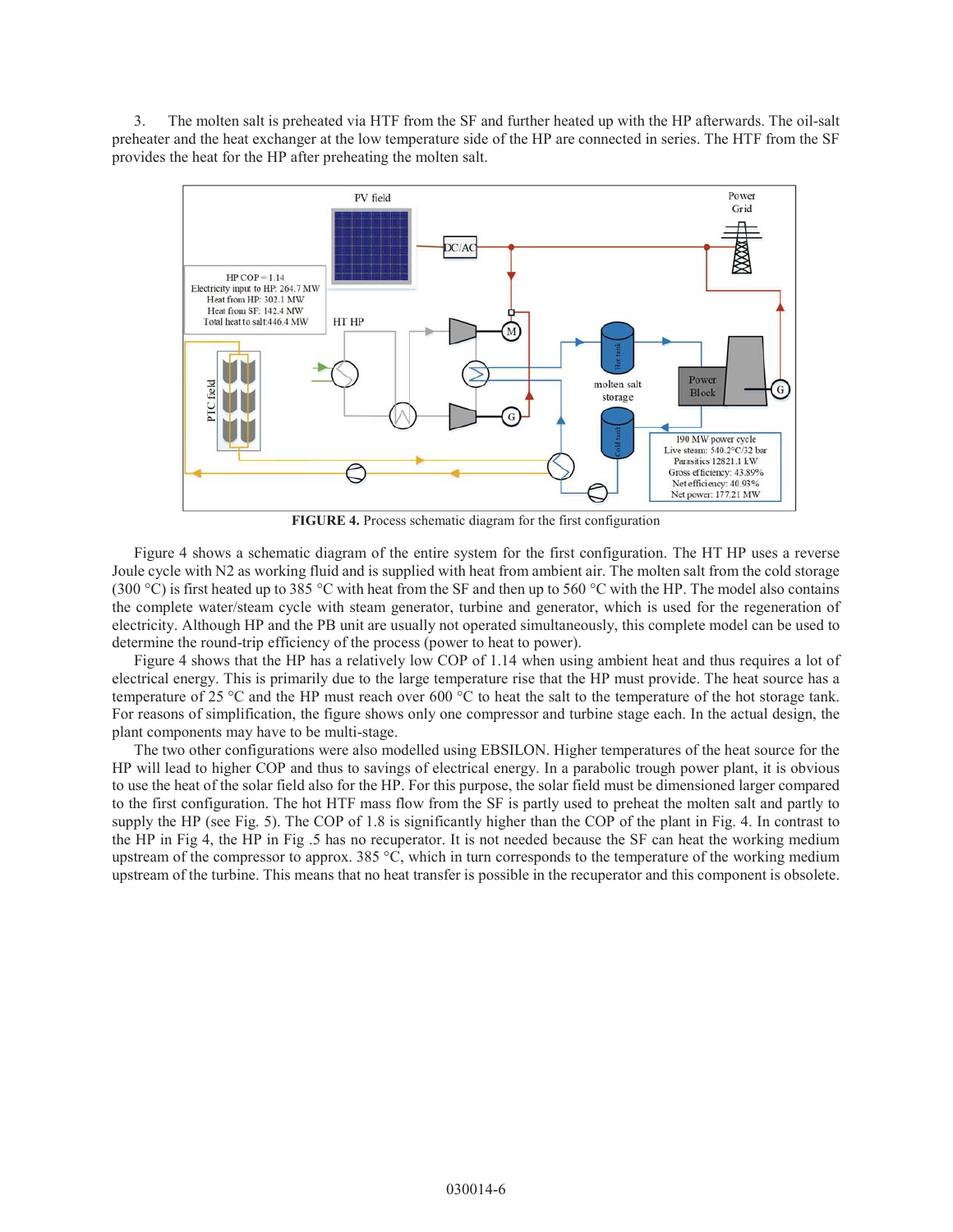3. The molten salt is preheated via HTF from the SF and further heated up with the HP afterwards. The oil-salt preheater and the heat exchanger at the low temperature side of the HP are connected in series. The HTF from the SF provides the heat for the HP after preheating the molten salt.

**FIGURE 4.** Process schematic diagram for the first configuration

Figure 4 shows a schematic diagram of the entire system for the first configuration. The HT HP uses a reverse Joule cycle with N2 as working fluid and is supplied with heat from ambient air. The molten salt from the cold storage (300 °C) is first heated up to 385 °C with heat from the SF and then up to 560 °C with the HP. The model also contains the complete water/steam cycle with steam generator, turbine and generator, which is used for the regeneration of electricity. Although HP and the PB unit are usually not operated simultaneously, this complete model can be used to determine the round-trip efficiency of the process (power to heat to power).

Figure 4 shows that the HP has a relatively low COP of 1.14 when using ambient heat and thus requires a lot of electrical energy. This is primarily due to the large temperature rise that the HP must provide. The heat source has a temperature of 25 °C and the HP must reach over 600 °C to heat the salt to the temperature of the hot storage tank. For reasons of simplification, the figure shows only one compressor and turbine stage each. In the actual design, the plant components may have to be multi-stage.

The two other configurations were also modelled using EBSILON. Higher temperatures of the heat source for the HP will lead to higher COP and thus to savings of electrical energy. In a parabolic trough power plant, it is obvious to use the heat of the solar field also for the HP. For this purpose, the solar field must be dimensioned larger compared to the first configuration. The hot HTF mass flow from the SF is partly used to preheat the molten salt and partly to supply the HP (see Fig. 5). The COP of 1.8 is significantly higher than the COP of the plant in Fig. 4. In contrast to the HP in Fig 4, the HP in Fig .5 has no recuperator. It is not needed because the SF can heat the working medium upstream of the compressor to approx. 385 °C, which in turn corresponds to the temperature of the working medium upstream of the turbine. This means that no heat transfer is possible in the recuperator and this component is obsolete.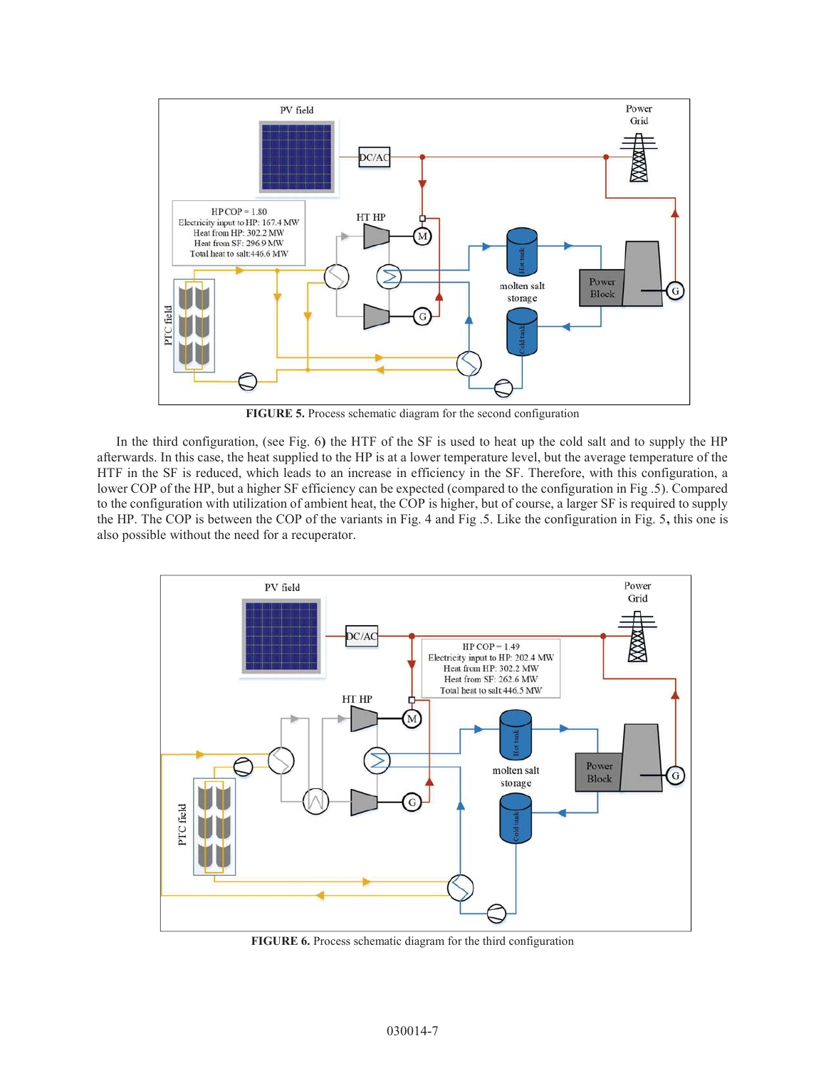**FIGURE 5.** Process schematic diagram for the second configuration

In the third configuration, (see Fig. 6) the HTF of the SF is used to heat up the cold salt and to supply the HP afterwards. In this case, the heat supplied to the HP is at a lower temperature level, but the average temperature of the HTF in the SF is reduced, which leads to an increase in efficiency in the SF. Therefore, with this configuration, a lower COP of the HP, but a higher SF efficiency can be expected (compared to the configuration in Fig .5). Compared to the configuration with utilization of ambient heat, the COP is higher, but of course, a larger SF is required to supply the HP. The COP is between the COP of the variants in Fig. 4 and Fig .5. Like the configuration in Fig. 5**,** this one is also possible without the need for a recuperator.

**FIGURE 6.** Process schematic diagram for the third configuration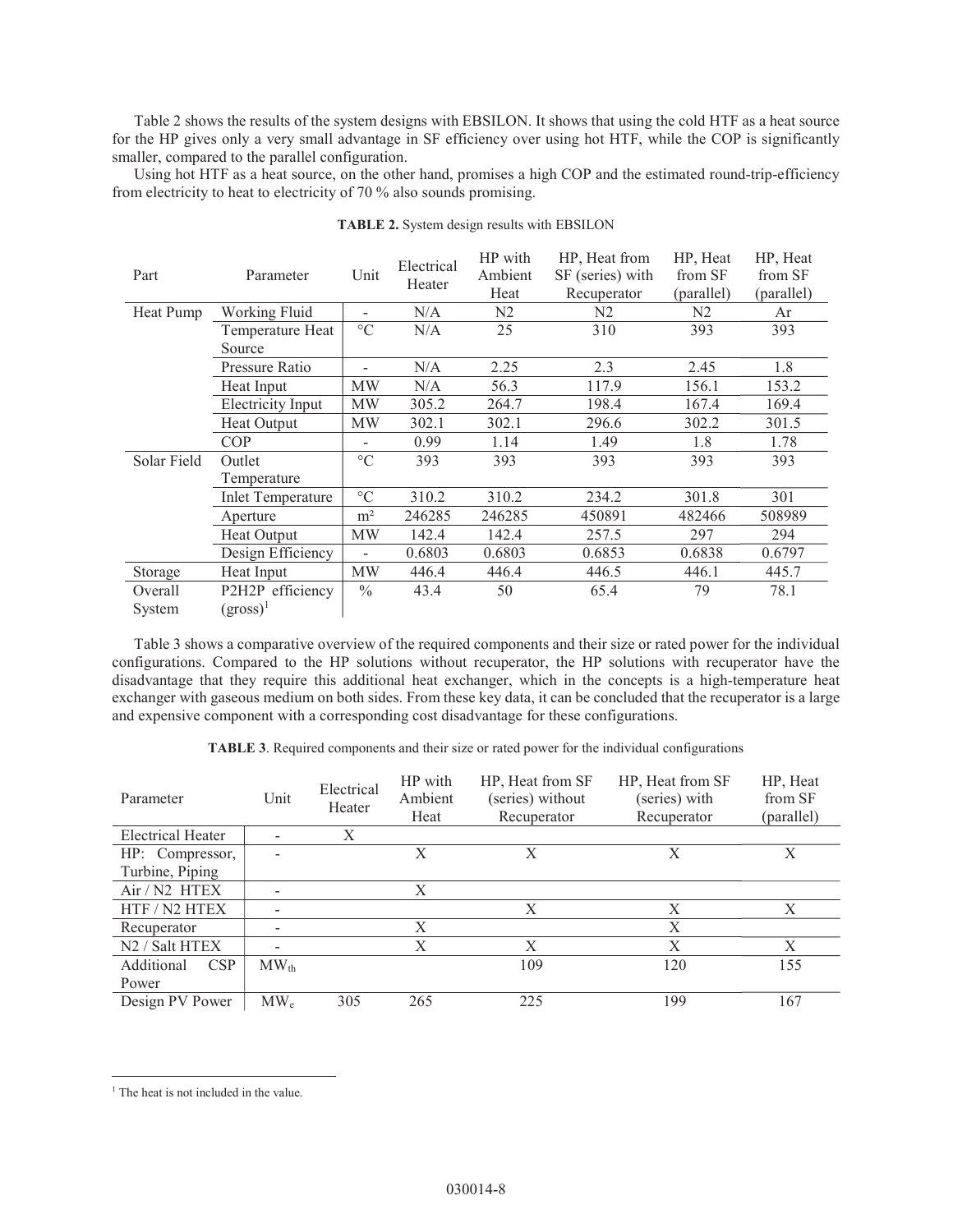Table 2 shows the results of the system designs with EBSILON. It shows that using the cold HTF as a heat source for the HP gives only a very small advantage in SF efficiency over using hot HTF, while the COP is significantly smaller, compared to the parallel configuration.

Using hot HTF as a heat source, on the other hand, promises a high COP and the estimated round-trip-efficiency from electricity to heat to electricity of 70 % also sounds promising.

**TABLE 2.** System design results with EBSILON

| Part | Parameter | Unit | Electrical Heater | HP with Ambient Heat | HP, Heat from SF (series) with Recuperator | HP, Heat from SF (parallel) | HP, Heat from SF (parallel) |
|---|---|---|---|---|---|---|---|
| Heat Pump | Working Fluid | - | N/A | N2 | N2 | N2 | Ar |
| | Temperature Heat Source | °C | N/A | 25 | 310 | 393 | 393 |
| | Pressure Ratio | - | N/A | 2.25 | 2.3 | 2.45 | 1.8 |
| | Heat Input | MW | N/A | 56.3 | 117.9 | 156.1 | 153.2 |
| | Electricity Input | MW | 305.2 | 264.7 | 198.4 | 167.4 | 169.4 |
| | Heat Output | MW | 302.1 | 302.1 | 296.6 | 302.2 | 301.5 |
| | COP | - | 0.99 | 1.14 | 1.49 | 1.8 | 1.78 |
| Solar Field | Outlet Temperature | °C | 393 | 393 | 393 | 393 | 393 |
| | Inlet Temperature | °C | 310.2 | 310.2 | 234.2 | 301.8 | 301 |
| | Aperture | m² | 246285 | 246285 | 450891 | 482466 | 508989 |
| | Heat Output | MW | 142.4 | 142.4 | 257.5 | 297 | 294 |
| | Design Efficiency | - | 0.6803 | 0.6803 | 0.6853 | 0.6838 | 0.6797 |
| Storage | Heat Input | MW | 446.4 | 446.4 | 446.5 | 446.1 | 445.7 |
| Overall System | P2H2P efficiency (gross)[1] | % | 43.4 | 50 | 65.4 | 79 | 78.1 |

Table 3 shows a comparative overview of the required components and their size or rated power for the individual configurations. Compared to the HP solutions without recuperator, the HP solutions with recuperator have the disadvantage that they require this additional heat exchanger, which in the concepts is a high-temperature heat exchanger with gaseous medium on both sides. From these key data, it can be concluded that the recuperator is a large and expensive component with a corresponding cost disadvantage for these configurations.

**TABLE 3**. Required components and their size or rated power for the individual configurations

| Parameter | Unit | Electrical Heater | HP with Ambient Heat | HP, Heat from SF (series) without Recuperator | HP, Heat from SF (series) with Recuperator | HP, Heat from SF (parallel) |
|---|---|---|---|---|---|---|
| Electrical Heater | - | X | | | | |
| HP: Compressor, Turbine, Piping | - | | X | X | X | X |
| Air / N2 HTEX | - | | X | | | |
| HTF / N2 HTEX | - | | | X | X | X |
| Recuperator | - | | X | | X | |
| N2 / Salt HTEX | - | | X | X | X | X |
| Additional CSP Power | $MW_{th}$ | | | 109 | 120 | 155 |
| Design PV Power | $MW_e$ | 305 | 265 | 225 | 199 | 167 |

[1] The heat is not included in the value.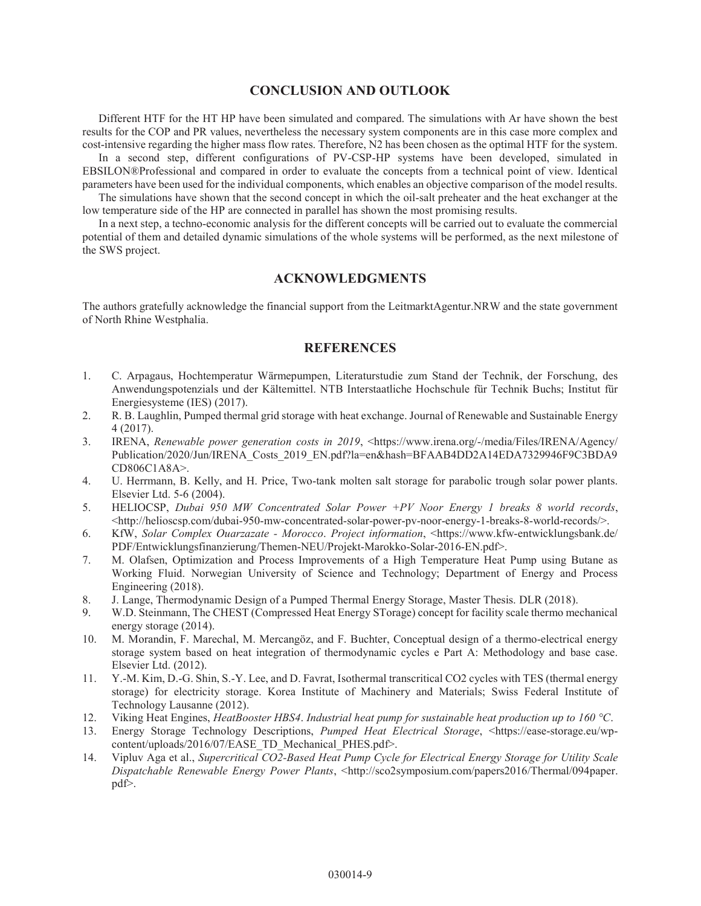## CONCLUSION AND OUTLOOK

Different HTF for the HT HP have been simulated and compared. The simulations with Ar have shown the best results for the COP and PR values, nevertheless the necessary system components are in this case more complex and cost-intensive regarding the higher mass flow rates. Therefore, N2 has been chosen as the optimal HTF for the system.

In a second step, different configurations of PV-CSP-HP systems have been developed, simulated in EBSILON®Professional and compared in order to evaluate the concepts from a technical point of view. Identical parameters have been used for the individual components, which enables an objective comparison of the model results.

The simulations have shown that the second concept in which the oil-salt preheater and the heat exchanger at the low temperature side of the HP are connected in parallel has shown the most promising results.

In a next step, a techno-economic analysis for the different concepts will be carried out to evaluate the commercial potential of them and detailed dynamic simulations of the whole systems will be performed, as the next milestone of the SWS project.

## ACKNOWLEDGMENTS

The authors gratefully acknowledge the financial support from the LeitmarktAgentur.NRW and the state government of North Rhine Westphalia.

## REFERENCES

1. C. Arpagaus, Hochtemperatur Wärmepumpen, Literaturstudie zum Stand der Technik, der Forschung, des Anwendungspotenzials und der Kältemittel. NTB Interstaatliche Hochschule für Technik Buchs; Institut für Energiesysteme (IES) (2017).
2. R. B. Laughlin, Pumped thermal grid storage with heat exchange. Journal of Renewable and Sustainable Energy 4 (2017).
3. IRENA, *Renewable power generation costs in 2019*, <https://www.irena.org/-/media/Files/IRENA/Agency/Publication/2020/Jun/IRENA_Costs_2019_EN.pdf?la=en&hash=BFAAB4DD2A14EDA7329946F9C3BDA9CD806C1A8A>.
4. U. Herrmann, B. Kelly, and H. Price, Two-tank molten salt storage for parabolic trough solar power plants. Elsevier Ltd. 5-6 (2004).
5. HELIOCSP, *Dubai 950 MW Concentrated Solar Power +PV Noor Energy 1 breaks 8 world records*, <http://helioscsp.com/dubai-950-mw-concentrated-solar-power-pv-noor-energy-1-breaks-8-world-records/>.
6. KfW, *Solar Complex Ouarzazate - Morocco*. *Project information*, <https://www.kfw-entwicklungsbank.de/PDF/Entwicklungsfinanzierung/Themen-NEU/Projekt-Marokko-Solar-2016-EN.pdf>.
7. M. Olafsen, Optimization and Process Improvements of a High Temperature Heat Pump using Butane as Working Fluid. Norwegian University of Science and Technology; Department of Energy and Process Engineering (2018).
8. J. Lange, Thermodynamic Design of a Pumped Thermal Energy Storage, Master Thesis. DLR (2018).
9. W.D. Steinmann, The CHEST (Compressed Heat Energy STorage) concept for facility scale thermo mechanical energy storage (2014).
10. M. Morandin, F. Marechal, M. Mercangöz, and F. Buchter, Conceptual design of a thermo-electrical energy storage system based on heat integration of thermodynamic cycles e Part A: Methodology and base case. Elsevier Ltd. (2012).
11. Y.-M. Kim, D.-G. Shin, S.-Y. Lee, and D. Favrat, Isothermal transcritical CO2 cycles with TES (thermal energy storage) for electricity storage. Korea Institute of Machinery and Materials; Swiss Federal Institute of Technology Lausanne (2012).
12. Viking Heat Engines, *HeatBooster HBS4*. *Industrial heat pump for sustainable heat production up to 160 °C*.
13. Energy Storage Technology Descriptions, *Pumped Heat Electrical Storage*, <https://ease-storage.eu/wp-content/uploads/2016/07/EASE_TD_Mechanical_PHES.pdf>.
14. Vipluv Aga et al., *Supercritical CO2-Based Heat Pump Cycle for Electrical Energy Storage for Utility Scale Dispatchable Renewable Energy Power Plants*, <http://sco2symposium.com/papers2016/Thermal/094paper.pdf>.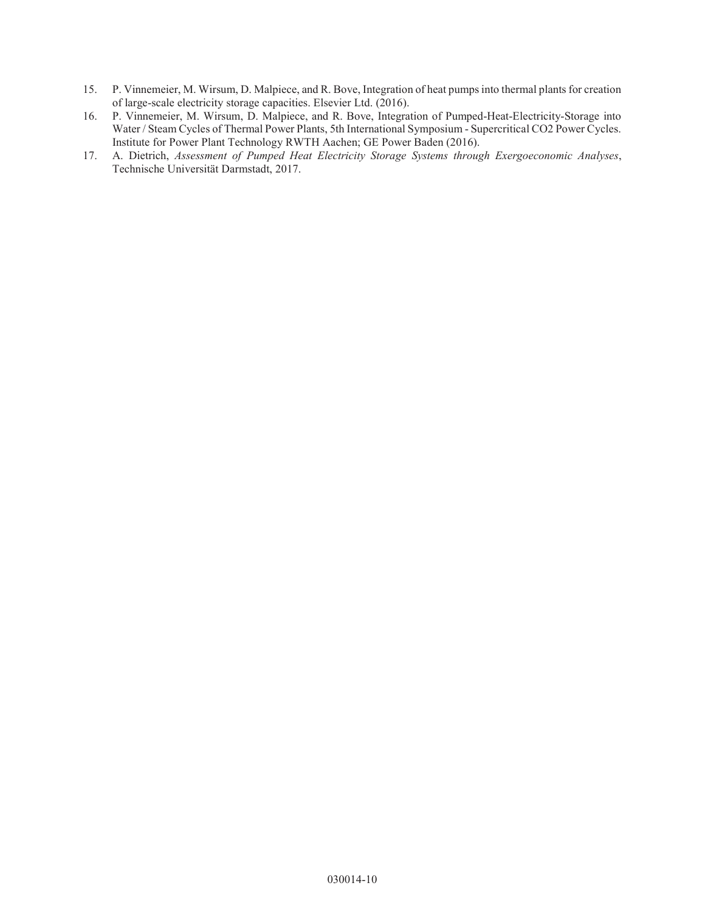15. P. Vinnemeier, M. Wirsum, D. Malpiece, and R. Bove, Integration of heat pumps into thermal plants for creation of large-scale electricity storage capacities. Elsevier Ltd. (2016).
16. P. Vinnemeier, M. Wirsum, D. Malpiece, and R. Bove, Integration of Pumped-Heat-Electricity-Storage into Water / Steam Cycles of Thermal Power Plants, 5th International Symposium - Supercritical CO2 Power Cycles. Institute for Power Plant Technology RWTH Aachen; GE Power Baden (2016).
17. A. Dietrich, *Assessment of Pumped Heat Electricity Storage Systems through Exergoeconomic Analyses*, Technische Universität Darmstadt, 2017.